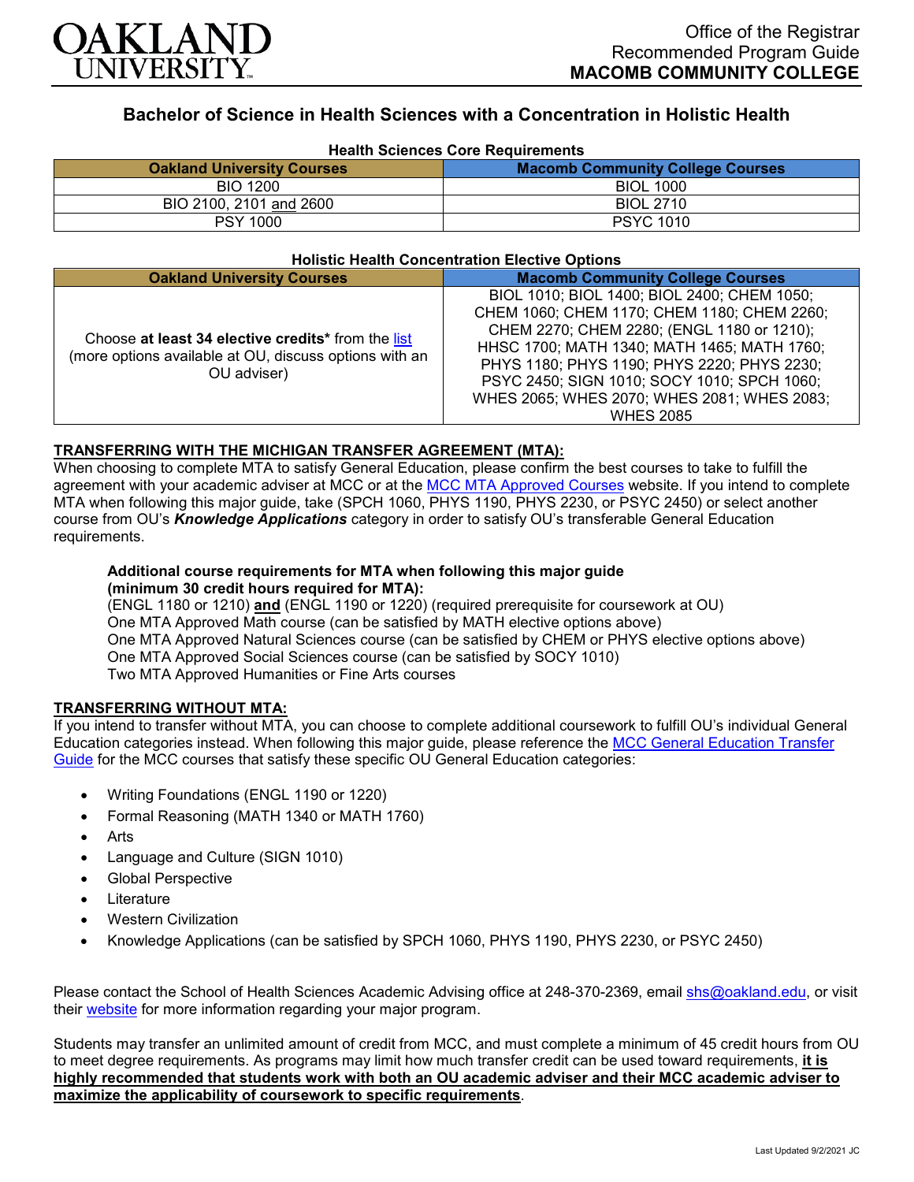# OAKLAND UNIVERSITY

Office of the Registrar
Recommended Program Guide
**MACOMB COMMUNITY COLLEGE**

## Bachelor of Science in Health Sciences with a Concentration in Holistic Health

### Health Sciences Core Requirements

| Oakland University Courses | Macomb Community College Courses |
|---|---|
| BIO 1200 | BIOL 1000 |
| BIO 2100, 2101 and 2600 | BIOL 2710 |
| PSY 1000 | PSYC 1010 |

### Holistic Health Concentration Elective Options

| Oakland University Courses | Macomb Community College Courses |
|---|---|
| Choose **at least 34 elective credits*** from the list (more options available at OU, discuss options with an OU adviser) | BIOL 1010; BIOL 1400; BIOL 2400; CHEM 1050; CHEM 1060; CHEM 1170; CHEM 1180; CHEM 2260; CHEM 2270; CHEM 2280; (ENGL 1180 or 1210); HHSC 1700; MATH 1340; MATH 1465; MATH 1760; PHYS 1180; PHYS 1190; PHYS 2220; PHYS 2230; PSYC 2450; SIGN 1010; SOCY 1010; SPCH 1060; WHES 2065; WHES 2070; WHES 2081; WHES 2083; WHES 2085 |

**TRANSFERRING WITH THE MICHIGAN TRANSFER AGREEMENT (MTA):**

When choosing to complete MTA to satisfy General Education, please confirm the best courses to take to fulfill the agreement with your academic adviser at MCC or at the MCC MTA Approved Courses website. If you intend to complete MTA when following this major guide, take (SPCH 1060, PHYS 1190, PHYS 2230, or PSYC 2450) or select another course from OU's ***Knowledge Applications*** category in order to satisfy OU's transferable General Education requirements.

**Additional course requirements for MTA when following this major guide (minimum 30 credit hours required for MTA):**

(ENGL 1180 or 1210) **and** (ENGL 1190 or 1220) (required prerequisite for coursework at OU)
One MTA Approved Math course (can be satisfied by MATH elective options above)
One MTA Approved Natural Sciences course (can be satisfied by CHEM or PHYS elective options above)
One MTA Approved Social Sciences course (can be satisfied by SOCY 1010)
Two MTA Approved Humanities or Fine Arts courses

**TRANSFERRING WITHOUT MTA:**

If you intend to transfer without MTA, you can choose to complete additional coursework to fulfill OU's individual General Education categories instead. When following this major guide, please reference the MCC General Education Transfer Guide for the MCC courses that satisfy these specific OU General Education categories:

- Writing Foundations (ENGL 1190 or 1220)
- Formal Reasoning (MATH 1340 or MATH 1760)
- Arts
- Language and Culture (SIGN 1010)
- Global Perspective
- Literature
- Western Civilization
- Knowledge Applications (can be satisfied by SPCH 1060, PHYS 1190, PHYS 2230, or PSYC 2450)

Please contact the School of Health Sciences Academic Advising office at 248-370-2369, email shs@oakland.edu, or visit their website for more information regarding your major program.

Students may transfer an unlimited amount of credit from MCC, and must complete a minimum of 45 credit hours from OU to meet degree requirements. As programs may limit how much transfer credit can be used toward requirements, **it is highly recommended that students work with both an OU academic adviser and their MCC academic adviser to maximize the applicability of coursework to specific requirements**.

Last Updated 9/2/2021 JC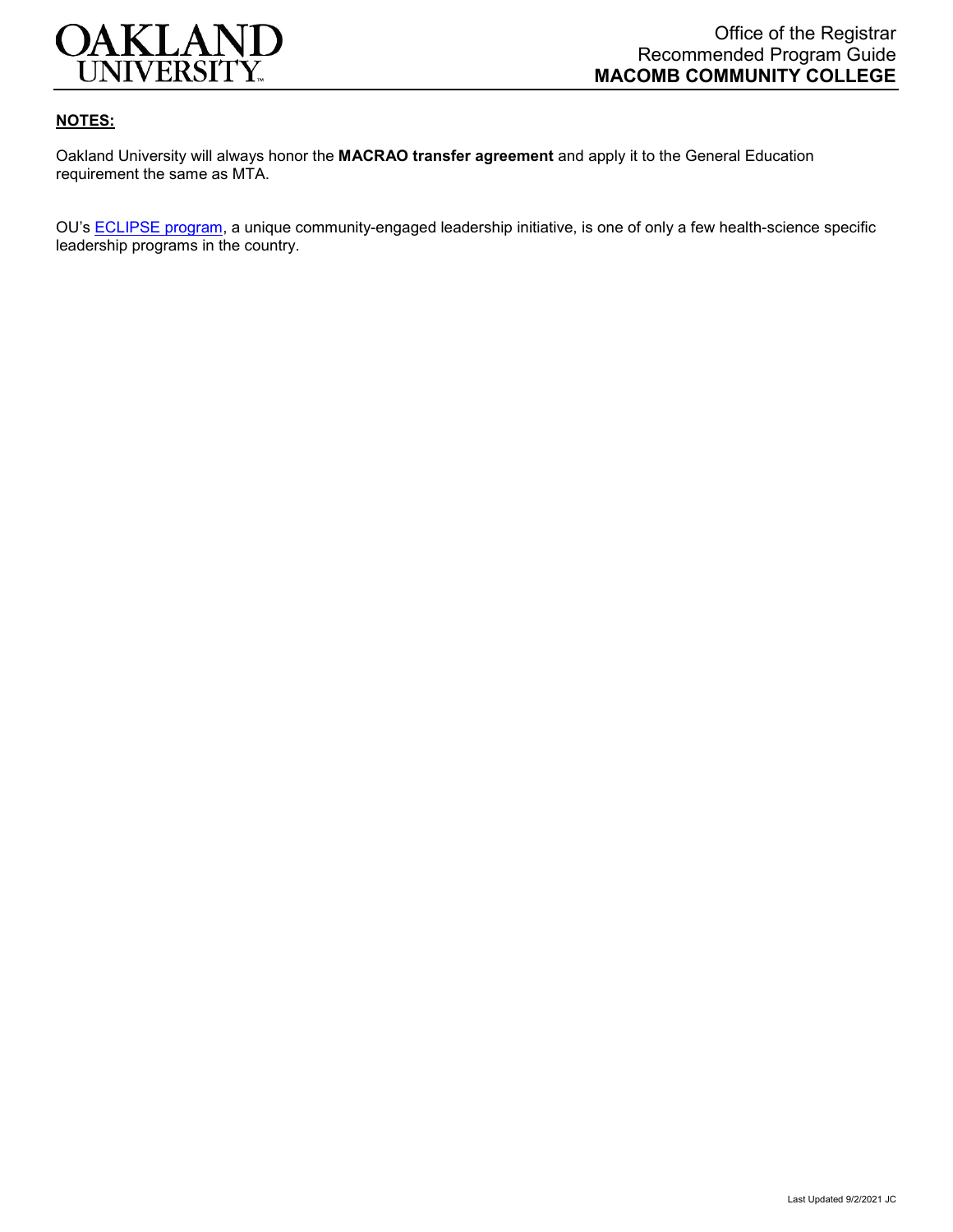**NOTES:**

Oakland University will always honor the **MACRAO transfer agreement** and apply it to the General Education requirement the same as MTA.

OU's ECLIPSE program, a unique community-engaged leadership initiative, is one of only a few health-science specific leadership programs in the country.

Last Updated 9/2/2021 JC